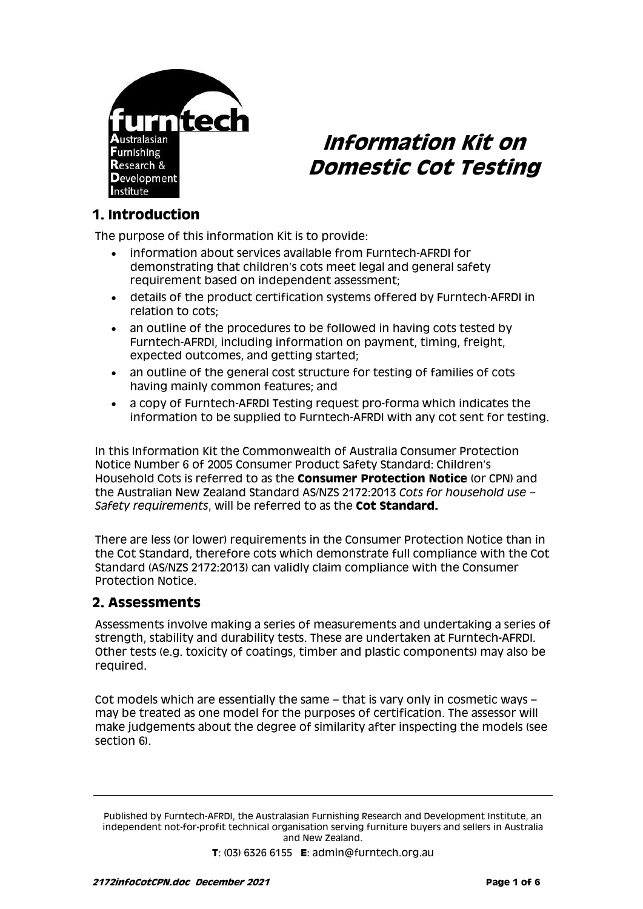# Information Kit on Domestic Cot Testing

## 1. Introduction

The purpose of this information Kit is to provide:

- information about services available from Furntech-AFRDI for demonstrating that children's cots meet legal and general safety requirement based on independent assessment;
- details of the product certification systems offered by Furntech-AFRDI in relation to cots;
- an outline of the procedures to be followed in having cots tested by Furntech-AFRDI, including information on payment, timing, freight, expected outcomes, and getting started;
- an outline of the general cost structure for testing of families of cots having mainly common features; and
- a copy of Furntech-AFRDI Testing request pro-forma which indicates the information to be supplied to Furntech-AFRDI with any cot sent for testing.

In this Information Kit the Commonwealth of Australia Consumer Protection Notice Number 6 of 2005 Consumer Product Safety Standard: Children's Household Cots is referred to as the **Consumer Protection Notice** (or CPN) and the Australian New Zealand Standard AS/NZS 2172:2013 *Cots for household use – Safety requirements*, will be referred to as the **Cot Standard.**

There are less (or lower) requirements in the Consumer Protection Notice than in the Cot Standard, therefore cots which demonstrate full compliance with the Cot Standard (AS/NZS 2172:2013) can validly claim compliance with the Consumer Protection Notice.

## 2. Assessments

Assessments involve making a series of measurements and undertaking a series of strength, stability and durability tests. These are undertaken at Furntech-AFRDI. Other tests (e.g. toxicity of coatings, timber and plastic components) may also be required.

Cot models which are essentially the same – that is vary only in cosmetic ways – may be treated as one model for the purposes of certification. The assessor will make judgements about the degree of similarity after inspecting the models (see section 6).

---

Published by Furntech-AFRDI, the Australasian Furnishing Research and Development Institute, an independent not-for-profit technical organisation serving furniture buyers and sellers in Australia and New Zealand.

**T**: (03) 6326 6155 **E**: admin@furntech.org.au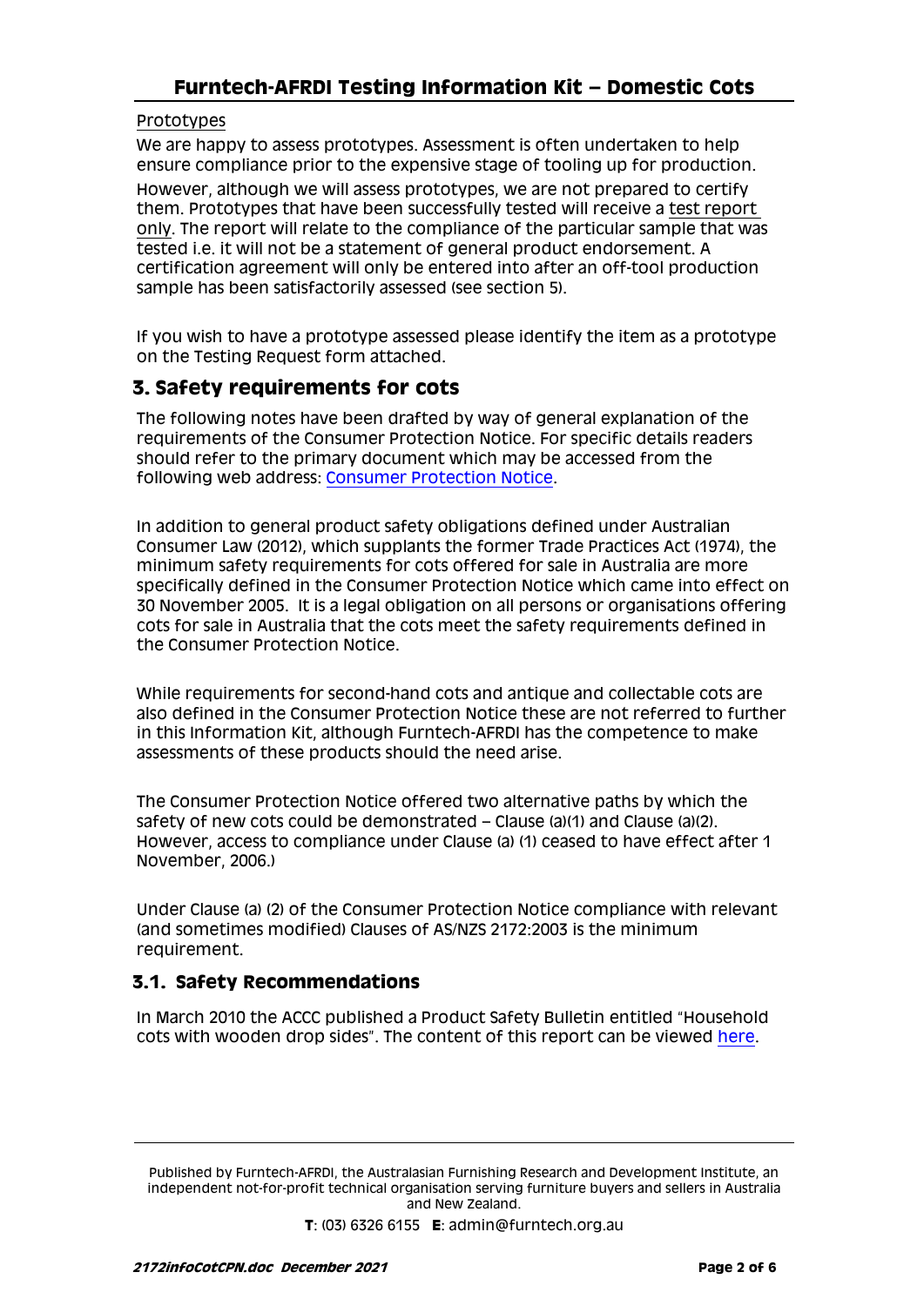Prototypes

We are happy to assess prototypes. Assessment is often undertaken to help ensure compliance prior to the expensive stage of tooling up for production.

However, although we will assess prototypes, we are not prepared to certify them. Prototypes that have been successfully tested will receive a test report only. The report will relate to the compliance of the particular sample that was tested i.e. it will not be a statement of general product endorsement. A certification agreement will only be entered into after an off-tool production sample has been satisfactorily assessed (see section 5).

If you wish to have a prototype assessed please identify the item as a prototype on the Testing Request form attached.

## 3. Safety requirements for cots

The following notes have been drafted by way of general explanation of the requirements of the Consumer Protection Notice. For specific details readers should refer to the primary document which may be accessed from the following web address: Consumer Protection Notice.

In addition to general product safety obligations defined under Australian Consumer Law (2012), which supplants the former Trade Practices Act (1974), the minimum safety requirements for cots offered for sale in Australia are more specifically defined in the Consumer Protection Notice which came into effect on 30 November 2005. It is a legal obligation on all persons or organisations offering cots for sale in Australia that the cots meet the safety requirements defined in the Consumer Protection Notice.

While requirements for second-hand cots and antique and collectable cots are also defined in the Consumer Protection Notice these are not referred to further in this Information Kit, although Furntech-AFRDI has the competence to make assessments of these products should the need arise.

The Consumer Protection Notice offered two alternative paths by which the safety of new cots could be demonstrated – Clause (a)(1) and Clause (a)(2). However, access to compliance under Clause (a) (1) ceased to have effect after 1 November, 2006.)

Under Clause (a) (2) of the Consumer Protection Notice compliance with relevant (and sometimes modified) Clauses of AS/NZS 2172:2003 is the minimum requirement.

### 3.1. Safety Recommendations

In March 2010 the ACCC published a Product Safety Bulletin entitled "Household cots with wooden drop sides". The content of this report can be viewed here.

Published by Furntech-AFRDI, the Australasian Furnishing Research and Development Institute, an independent not-for-profit technical organisation serving furniture buyers and sellers in Australia and New Zealand.

**T**: (03) 6326 6155 **E**: admin@furntech.org.au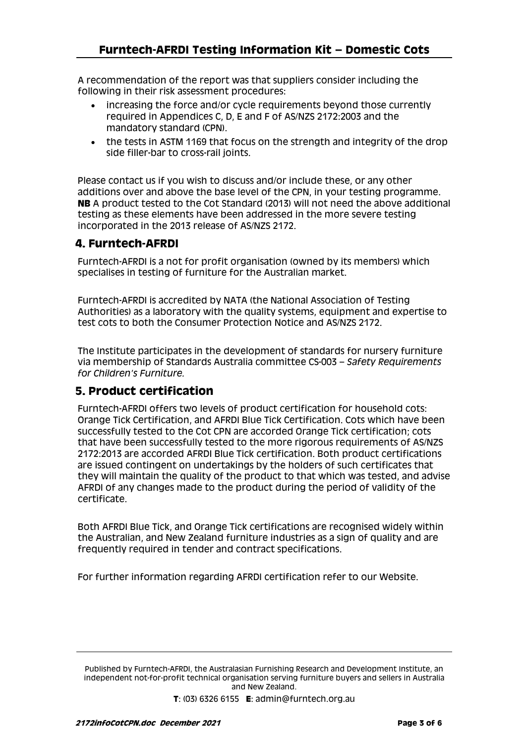A recommendation of the report was that suppliers consider including the following in their risk assessment procedures:

- increasing the force and/or cycle requirements beyond those currently required in Appendices C, D, E and F of AS/NZS 2172:2003 and the mandatory standard (CPN).
- the tests in ASTM 1169 that focus on the strength and integrity of the drop side filler-bar to cross-rail joints.

Please contact us if you wish to discuss and/or include these, or any other additions over and above the base level of the CPN, in your testing programme. **NB** A product tested to the Cot Standard (2013) will not need the above additional testing as these elements have been addressed in the more severe testing incorporated in the 2013 release of AS/NZS 2172.

## 4. Furntech-AFRDI

Furntech-AFRDI is a not for profit organisation (owned by its members) which specialises in testing of furniture for the Australian market.

Furntech-AFRDI is accredited by NATA (the National Association of Testing Authorities) as a laboratory with the quality systems, equipment and expertise to test cots to both the Consumer Protection Notice and AS/NZS 2172.

The Institute participates in the development of standards for nursery furniture via membership of Standards Australia committee CS-003 – *Safety Requirements for Children's Furniture.*

## 5. Product certification

Furntech-AFRDI offers two levels of product certification for household cots: Orange Tick Certification, and AFRDI Blue Tick Certification. Cots which have been successfully tested to the Cot CPN are accorded Orange Tick certification; cots that have been successfully tested to the more rigorous requirements of AS/NZS 2172:2013 are accorded AFRDI Blue Tick certification. Both product certifications are issued contingent on undertakings by the holders of such certificates that they will maintain the quality of the product to that which was tested, and advise AFRDI of any changes made to the product during the period of validity of the certificate.

Both AFRDI Blue Tick, and Orange Tick certifications are recognised widely within the Australian, and New Zealand furniture industries as a sign of quality and are frequently required in tender and contract specifications.

For further information regarding AFRDI certification refer to our Website.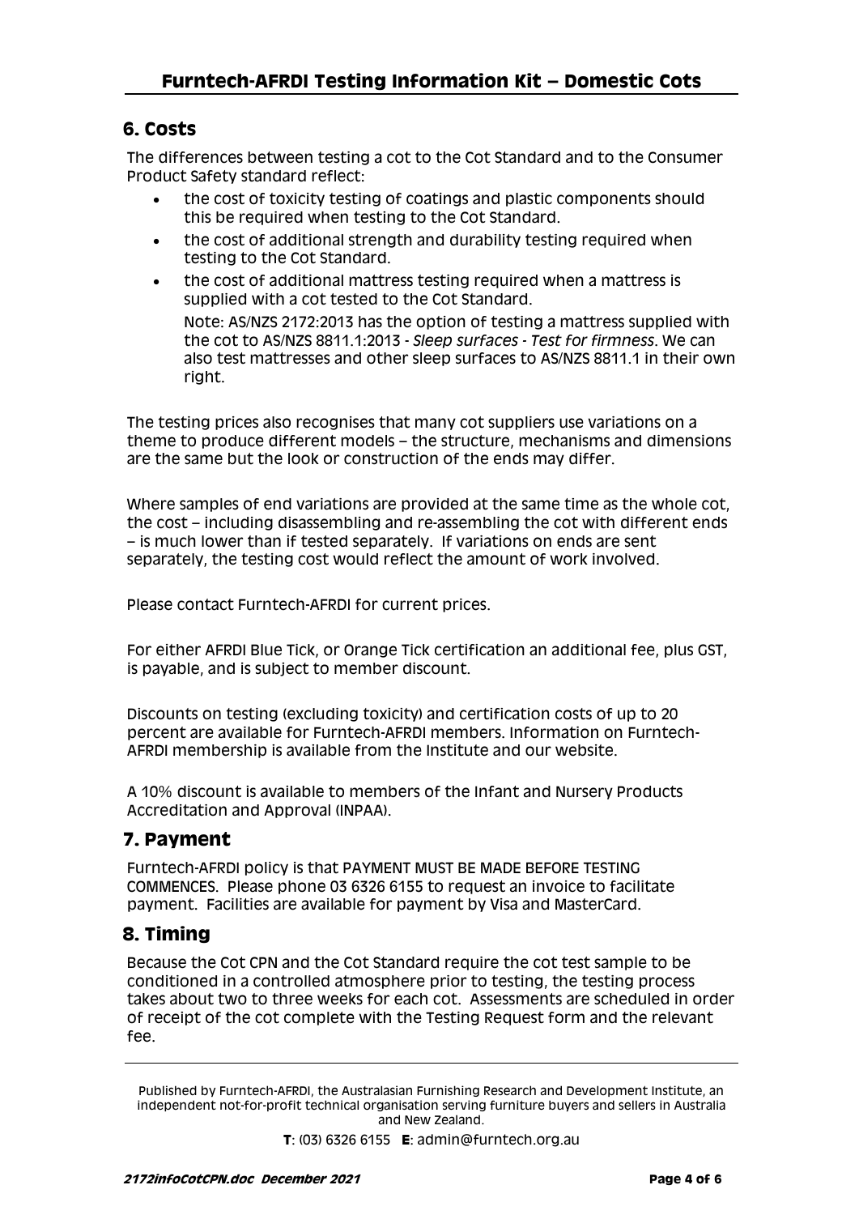## 6. Costs

The differences between testing a cot to the Cot Standard and to the Consumer Product Safety standard reflect:

- the cost of toxicity testing of coatings and plastic components should this be required when testing to the Cot Standard.
- the cost of additional strength and durability testing required when testing to the Cot Standard.
- the cost of additional mattress testing required when a mattress is supplied with a cot tested to the Cot Standard.

  Note: AS/NZS 2172:2013 has the option of testing a mattress supplied with the cot to AS/NZS 8811.1:2013 - *Sleep surfaces - Test for firmness*. We can also test mattresses and other sleep surfaces to AS/NZS 8811.1 in their own right.

The testing prices also recognises that many cot suppliers use variations on a theme to produce different models – the structure, mechanisms and dimensions are the same but the look or construction of the ends may differ.

Where samples of end variations are provided at the same time as the whole cot, the cost – including disassembling and re-assembling the cot with different ends – is much lower than if tested separately. If variations on ends are sent separately, the testing cost would reflect the amount of work involved.

Please contact Furntech-AFRDI for current prices.

For either AFRDI Blue Tick, or Orange Tick certification an additional fee, plus GST, is payable, and is subject to member discount.

Discounts on testing (excluding toxicity) and certification costs of up to 20 percent are available for Furntech-AFRDI members. Information on Furntech-AFRDI membership is available from the Institute and our website.

A 10% discount is available to members of the Infant and Nursery Products Accreditation and Approval (INPAA).

## 7. Payment

Furntech-AFRDI policy is that PAYMENT MUST BE MADE BEFORE TESTING COMMENCES. Please phone 03 6326 6155 to request an invoice to facilitate payment. Facilities are available for payment by Visa and MasterCard.

## 8. Timing

Because the Cot CPN and the Cot Standard require the cot test sample to be conditioned in a controlled atmosphere prior to testing, the testing process takes about two to three weeks for each cot. Assessments are scheduled in order of receipt of the cot complete with the Testing Request form and the relevant fee.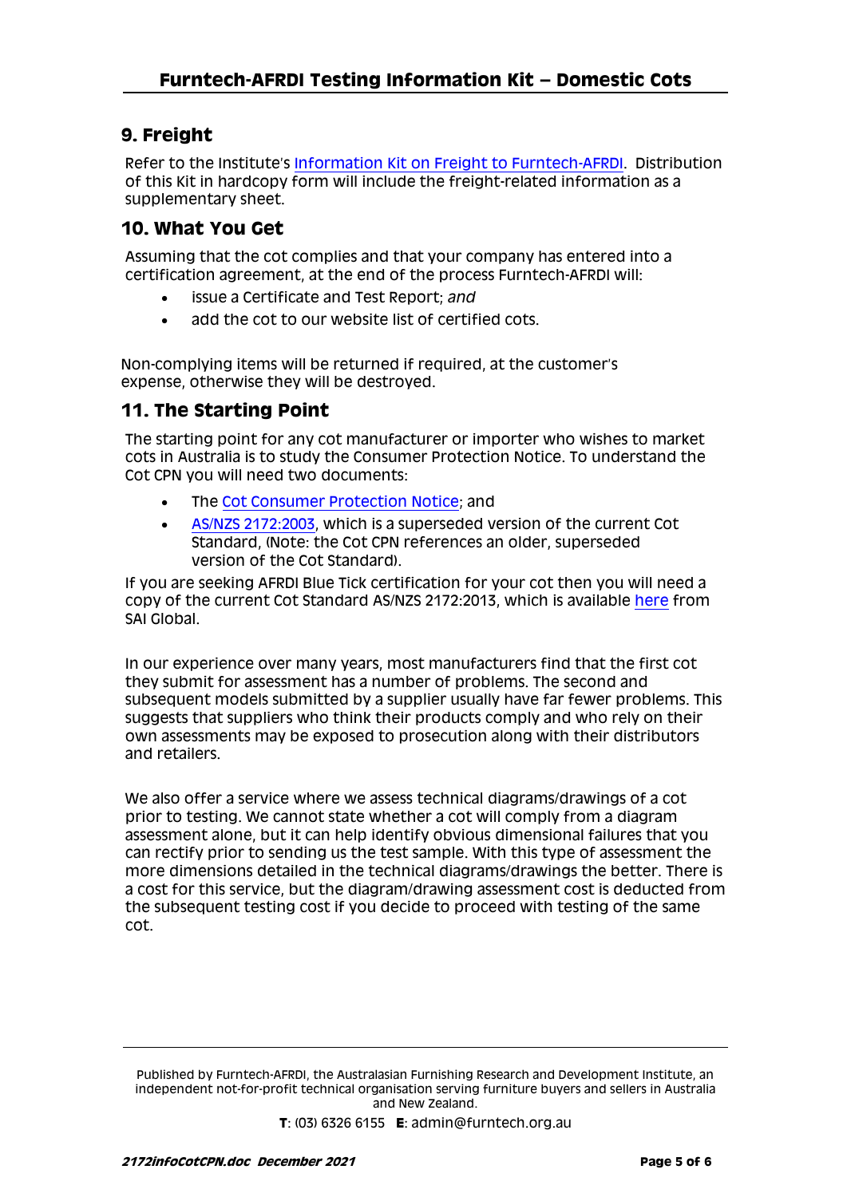## 9. Freight

Refer to the Institute's Information Kit on Freight to Furntech-AFRDI. Distribution of this Kit in hardcopy form will include the freight-related information as a supplementary sheet.

## 10. What You Get

Assuming that the cot complies and that your company has entered into a certification agreement, at the end of the process Furntech-AFRDI will:

- issue a Certificate and Test Report; *and*
- add the cot to our website list of certified cots.

Non-complying items will be returned if required, at the customer's expense, otherwise they will be destroyed.

## 11. The Starting Point

The starting point for any cot manufacturer or importer who wishes to market cots in Australia is to study the Consumer Protection Notice. To understand the Cot CPN you will need two documents:

- The Cot Consumer Protection Notice; and
- AS/NZS 2172:2003, which is a superseded version of the current Cot Standard, (Note: the Cot CPN references an older, superseded version of the Cot Standard).

If you are seeking AFRDI Blue Tick certification for your cot then you will need a copy of the current Cot Standard AS/NZS 2172:2013, which is available here from SAI Global.

In our experience over many years, most manufacturers find that the first cot they submit for assessment has a number of problems. The second and subsequent models submitted by a supplier usually have far fewer problems. This suggests that suppliers who think their products comply and who rely on their own assessments may be exposed to prosecution along with their distributors and retailers.

We also offer a service where we assess technical diagrams/drawings of a cot prior to testing. We cannot state whether a cot will comply from a diagram assessment alone, but it can help identify obvious dimensional failures that you can rectify prior to sending us the test sample. With this type of assessment the more dimensions detailed in the technical diagrams/drawings the better. There is a cost for this service, but the diagram/drawing assessment cost is deducted from the subsequent testing cost if you decide to proceed with testing of the same cot.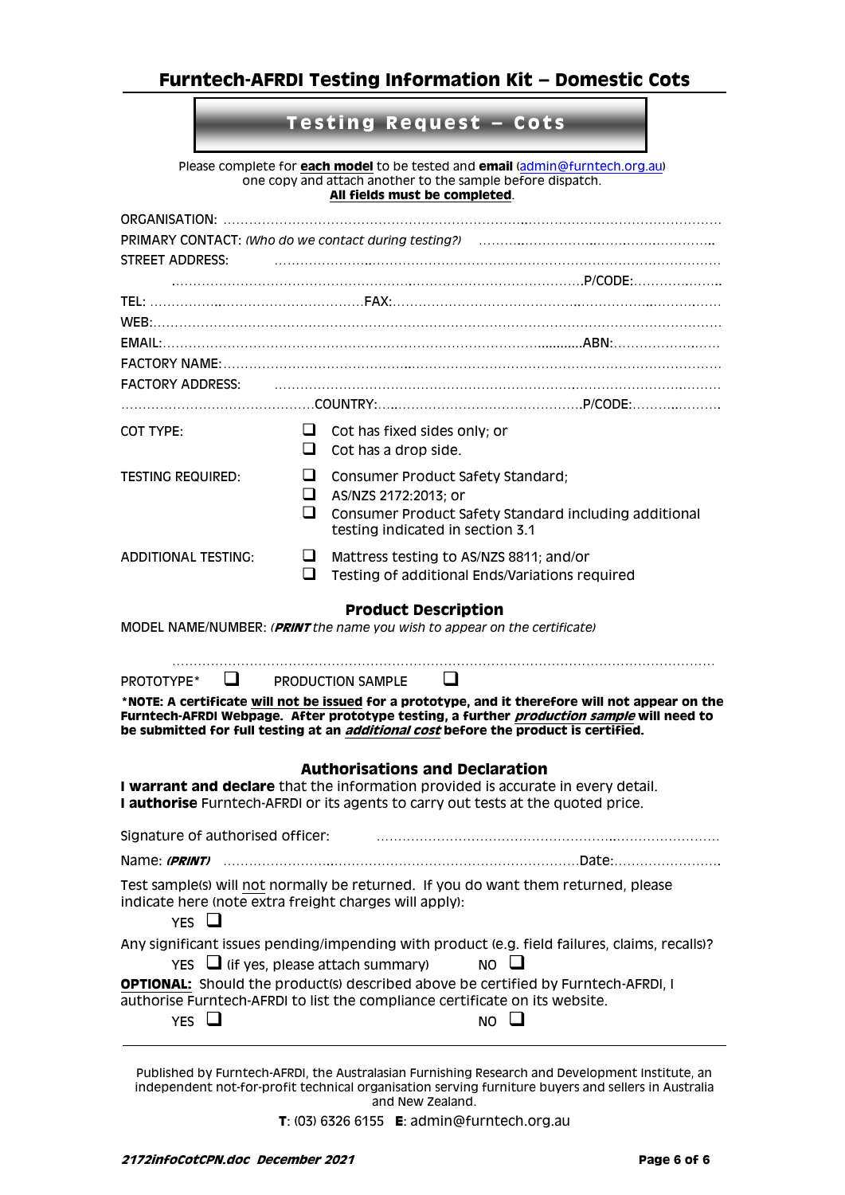## Testing Request – Cots

Please complete for **each model** to be tested and **email** (admin@furntech.org.au) one copy and attach another to the sample before dispatch.
**All fields must be completed**.

ORGANISATION: ……………………………………………………………………………………………………

PRIMARY CONTACT: *(Who do we contact during testing?)* ……………………………………………

STREET ADDRESS: ……………………………………………………………………………………………

……………………………………………………………………………………P/CODE:…………………

TEL: ………………………………………FAX:…………………………………………………………………

WEB:……………………………………………………………………………………………………………

EMAIL:………………………………………………………………………………ABN:……………………

FACTORY NAME:………………………………………………………………………………………………

FACTORY ADDRESS: …………………………………………………………………………………………

…………………………………COUNTRY:……………………………………………P/CODE:………………

COT TYPE:
- ❑ Cot has fixed sides only; or
- ❑ Cot has a drop side.

TESTING REQUIRED:
- ❑ Consumer Product Safety Standard;
- ❑ AS/NZS 2172:2013; or
- ❑ Consumer Product Safety Standard including additional testing indicated in section 3.1

ADDITIONAL TESTING:
- ❑ Mattress testing to AS/NZS 8811; and/or
- ❑ Testing of additional Ends/Variations required

### Product Description

MODEL NAME/NUMBER: *(**PRINT** the name you wish to appear on the certificate)*

……………………………………………………………………………………………………………………

PROTOTYPE* ❑ PRODUCTION SAMPLE ❑

***NOTE: A certificate <u>will not be issued</u> for a prototype, and it therefore will not appear on the Furntech-AFRDI Webpage. After prototype testing, a further *<u>production sample</u>* will need to be submitted for full testing at an *<u>additional cost</u>* before the product is certified.**

### Authorisations and Declaration

**I warrant and declare** that the information provided is accurate in every detail.
**I authorise** Furntech-AFRDI or its agents to carry out tests at the quoted price.

Signature of authorised officer: ……………………………………………………………………

Name: ***(PRINT)*** ………………………………………………………………………Date:……………………

Test sample(s) will <u>not</u> normally be returned. If you do want them returned, please indicate here (note extra freight charges will apply):

YES ❑

Any significant issues pending/impending with product (e.g. field failures, claims, recalls)?

YES ❑ (if yes, please attach summary) NO ❑

**<u>OPTIONAL:</u>** Should the product(s) described above be certified by Furntech-AFRDI, I authorise Furntech-AFRDI to list the compliance certificate on its website.

YES ❑ NO ❑

---

Published by Furntech-AFRDI, the Australasian Furnishing Research and Development Institute, an independent not-for-profit technical organisation serving furniture buyers and sellers in Australia and New Zealand.

**T**: (03) 6326 6155 **E**: admin@furntech.org.au